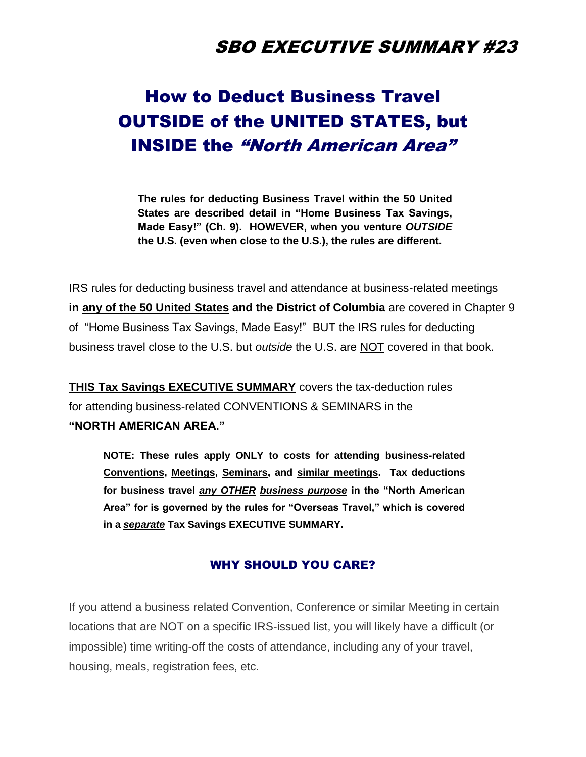# SBO EXECUTIVE SUMMARY #23

## How to Deduct Business Travel OUTSIDE of the UNITED STATES, but INSIDE the *"North American Area"*

**The rules for deducting Business Travel within the 50 United States are described detail in "Home Business Tax Savings, Made Easy!" (Ch. 9). HOWEVER, when you venture *OUTSIDE* the U.S. (even when close to the U.S.), the rules are different.**

IRS rules for deducting business travel and attendance at business-related meetings **in <u>any of the 50 United States</u> and the District of Columbia** are covered in Chapter 9 of "Home Business Tax Savings, Made Easy!" BUT the IRS rules for deducting business travel close to the U.S. but *outside* the U.S. are <u>NOT</u> covered in that book.

**<u>THIS Tax Savings EXECUTIVE SUMMARY</u>** covers the tax-deduction rules for attending business-related CONVENTIONS & SEMINARS in the **"NORTH AMERICAN AREA."**

**NOTE: These rules apply ONLY to costs for attending business-related <u>Conventions</u>, <u>Meetings</u>, <u>Seminars</u>, and <u>similar meetings</u>. Tax deductions for business travel *<u>any OTHER</u>* *<u>business purpose</u>* in the "North American Area" for is governed by the rules for "Overseas Travel," which is covered in a *<u>separate</u>* Tax Savings EXECUTIVE SUMMARY.**

### WHY SHOULD YOU CARE?

If you attend a business related Convention, Conference or similar Meeting in certain locations that are NOT on a specific IRS-issued list, you will likely have a difficult (or impossible) time writing-off the costs of attendance, including any of your travel, housing, meals, registration fees, etc.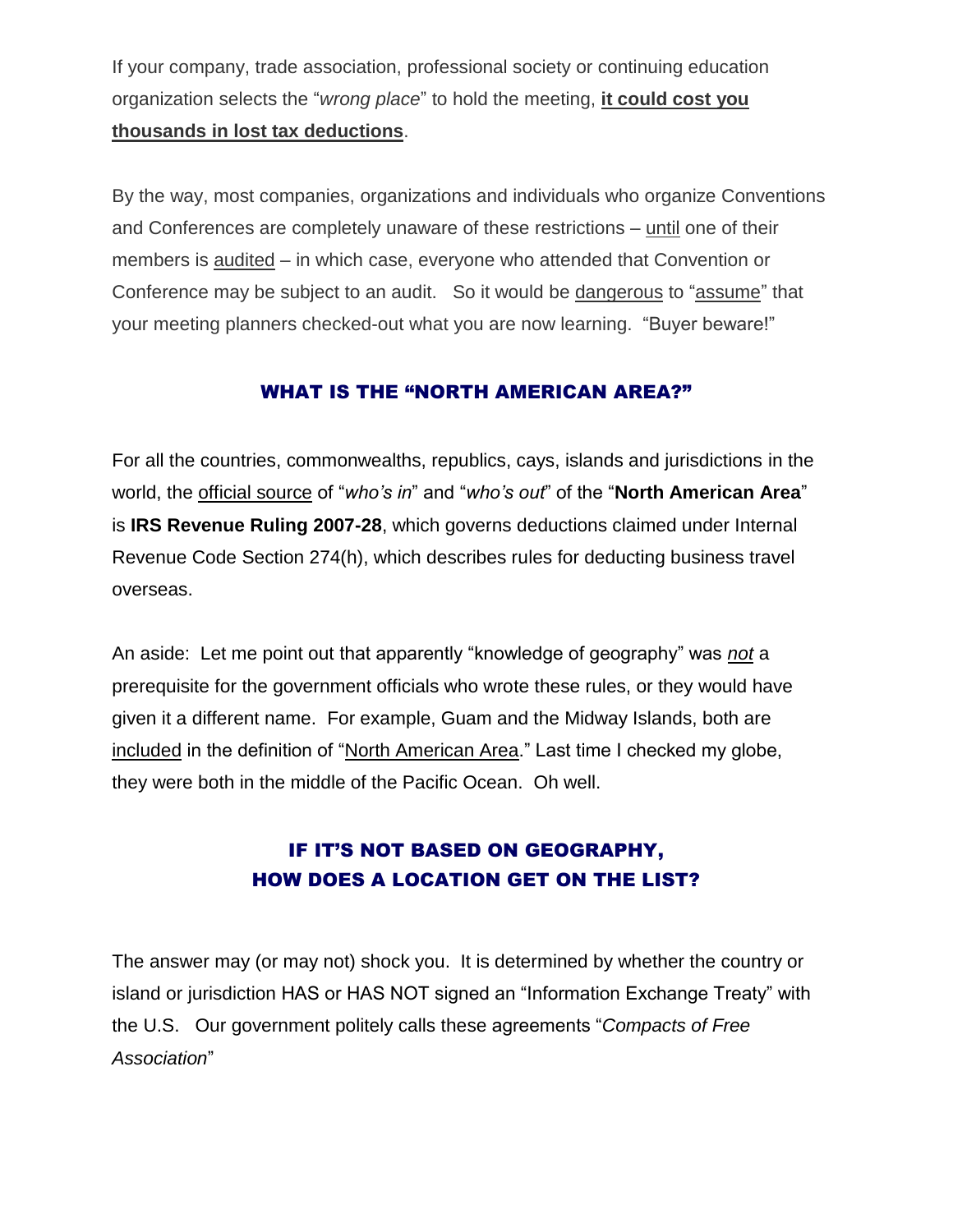If your company, trade association, professional society or continuing education organization selects the "*wrong place*" to hold the meeting, **it could cost you thousands in lost tax deductions**.

By the way, most companies, organizations and individuals who organize Conventions and Conferences are completely unaware of these restrictions – until one of their members is audited – in which case, everyone who attended that Convention or Conference may be subject to an audit. So it would be dangerous to "assume" that your meeting planners checked-out what you are now learning. "Buyer beware!"

## WHAT IS THE "NORTH AMERICAN AREA?"

For all the countries, commonwealths, republics, cays, islands and jurisdictions in the world, the official source of "*who's in*" and "*who's out*" of the "**North American Area**" is **IRS Revenue Ruling 2007-28**, which governs deductions claimed under Internal Revenue Code Section 274(h), which describes rules for deducting business travel overseas.

An aside: Let me point out that apparently "knowledge of geography" was ***not*** a prerequisite for the government officials who wrote these rules, or they would have given it a different name. For example, Guam and the Midway Islands, both are included in the definition of "North American Area." Last time I checked my globe, they were both in the middle of the Pacific Ocean. Oh well.

## IF IT'S NOT BASED ON GEOGRAPHY, HOW DOES A LOCATION GET ON THE LIST?

The answer may (or may not) shock you. It is determined by whether the country or island or jurisdiction HAS or HAS NOT signed an "Information Exchange Treaty" with the U.S. Our government politely calls these agreements "*Compacts of Free Association*"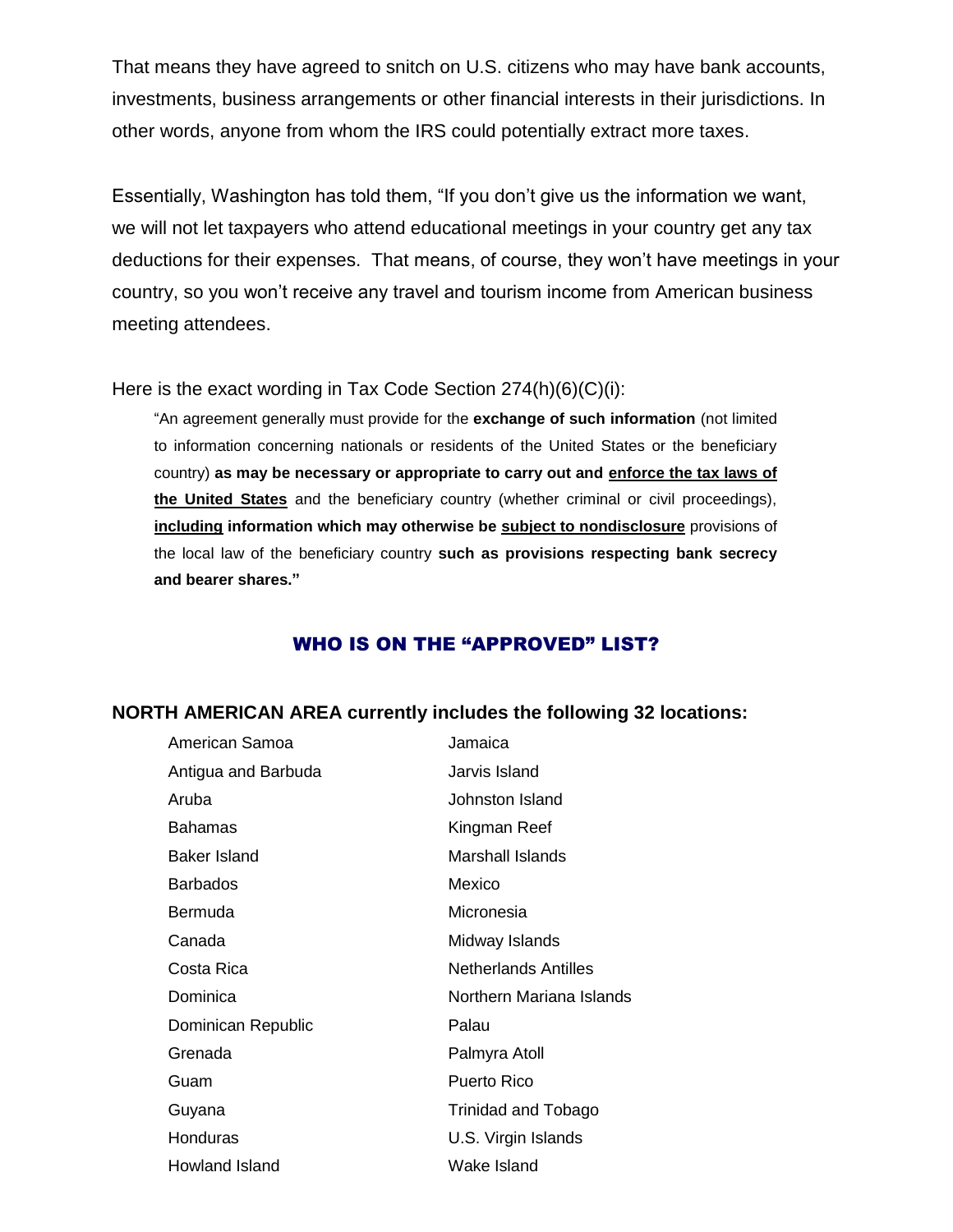That means they have agreed to snitch on U.S. citizens who may have bank accounts, investments, business arrangements or other financial interests in their jurisdictions. In other words, anyone from whom the IRS could potentially extract more taxes.

Essentially, Washington has told them, "If you don't give us the information we want, we will not let taxpayers who attend educational meetings in your country get any tax deductions for their expenses. That means, of course, they won't have meetings in your country, so you won't receive any travel and tourism income from American business meeting attendees.

Here is the exact wording in Tax Code Section 274(h)(6)(C)(i):

> "An agreement generally must provide for the **exchange of such information** (not limited to information concerning nationals or residents of the United States or the beneficiary country) **as may be necessary or appropriate to carry out and <u>enforce the tax laws of the United States</u>** and the beneficiary country (whether criminal or civil proceedings), **<u>including</u> information which may otherwise be <u>subject to nondisclosure</u>** provisions of the local law of the beneficiary country **such as provisions respecting bank secrecy and bearer shares."**

## WHO IS ON THE "APPROVED" LIST?

**NORTH AMERICAN AREA currently includes the following 32 locations:**

- American Samoa
- Antigua and Barbuda
- Aruba
- Bahamas
- Baker Island
- Barbados
- Bermuda
- Canada
- Costa Rica
- Dominica
- Dominican Republic
- Grenada
- Guam
- Guyana
- Honduras
- Howland Island
- Jamaica
- Jarvis Island
- Johnston Island
- Kingman Reef
- Marshall Islands
- Mexico
- Micronesia
- Midway Islands
- Netherlands Antilles
- Northern Mariana Islands
- Palau
- Palmyra Atoll
- Puerto Rico
- Trinidad and Tobago
- U.S. Virgin Islands
- Wake Island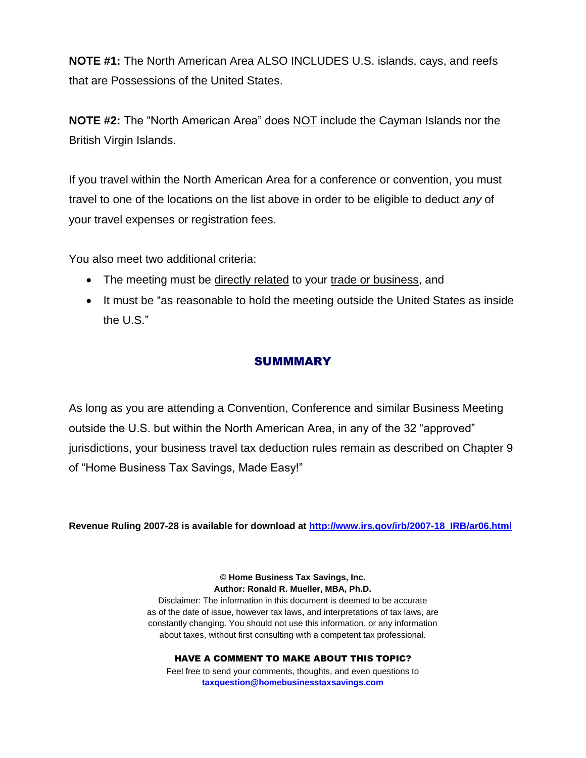**NOTE #1:** The North American Area ALSO INCLUDES U.S. islands, cays, and reefs that are Possessions of the United States.

**NOTE #2:** The "North American Area" does NOT include the Cayman Islands nor the British Virgin Islands.

If you travel within the North American Area for a conference or convention, you must travel to one of the locations on the list above in order to be eligible to deduct *any* of your travel expenses or registration fees.

You also meet two additional criteria:

- The meeting must be directly related to your trade or business, and
- It must be "as reasonable to hold the meeting outside the United States as inside the U.S."

## SUMMMARY

As long as you are attending a Convention, Conference and similar Business Meeting outside the U.S. but within the North American Area, in any of the 32 "approved" jurisdictions, your business travel tax deduction rules remain as described on Chapter 9 of "Home Business Tax Savings, Made Easy!"

**Revenue Ruling 2007-28 is available for download at [http://www.irs.gov/irb/2007-18_IRB/ar06.html](http://www.irs.gov/irb/2007-18_IRB/ar06.html)**

**© Home Business Tax Savings, Inc.**
**Author: Ronald R. Mueller, MBA, Ph.D.**

Disclaimer: The information in this document is deemed to be accurate as of the date of issue, however tax laws, and interpretations of tax laws, are constantly changing. You should not use this information, or any information about taxes, without first consulting with a competent tax professional.

**HAVE A COMMENT TO MAKE ABOUT THIS TOPIC?**

Feel free to send your comments, thoughts, and even questions to **taxquestion@homebusinesstaxsavings.com**